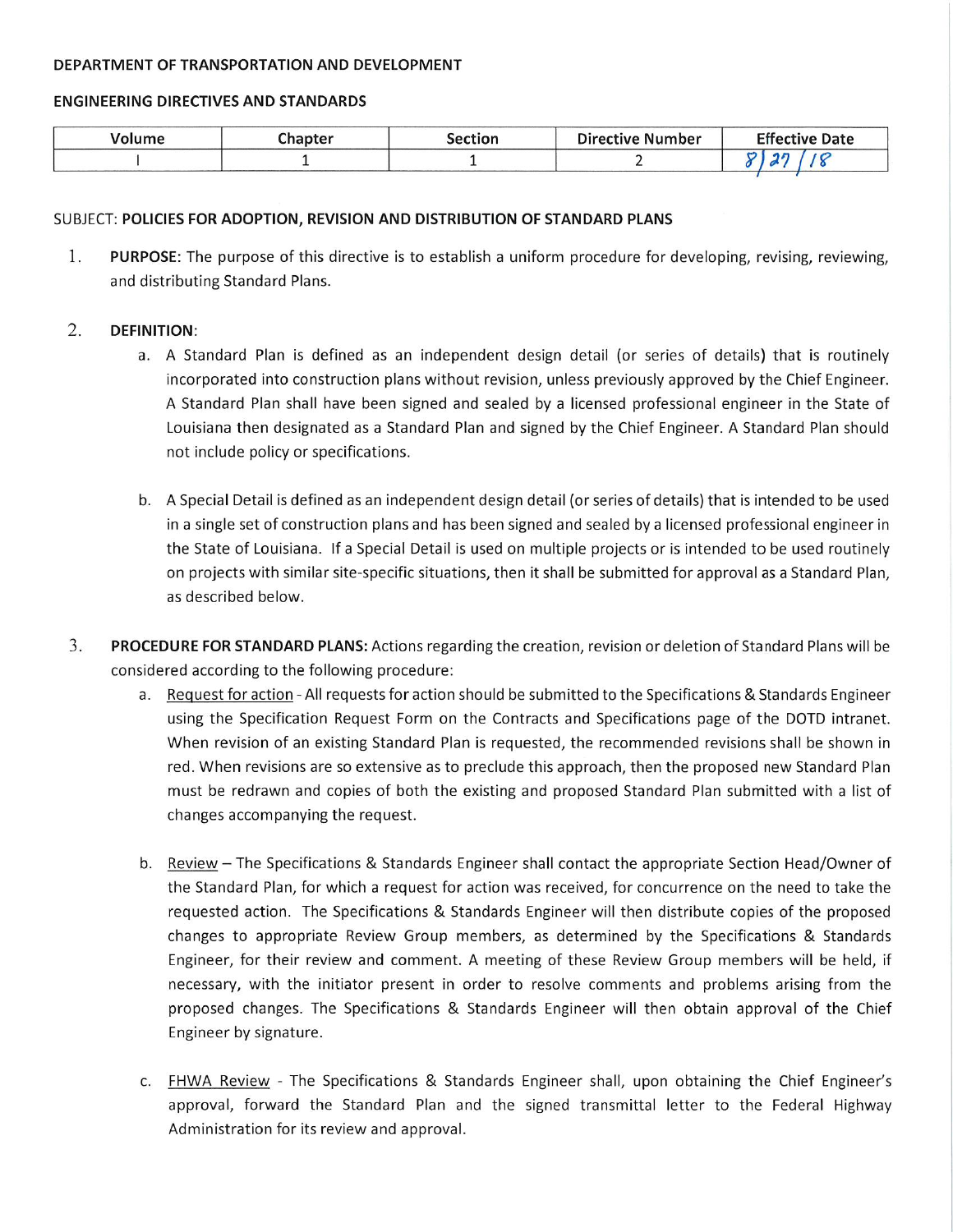**DEPARTMENT OF TRANSPORTATION AND DEVELOPMENT**

**ENGINEERING DIRECTIVES AND STANDARDS**

| Volume | Chapter | Section | Directive Number | Effective Date |
|---|---|---|---|---|
| I | 1 | 1 | 2 | 8/27/18 |

SUBJECT: **POLICIES FOR ADOPTION, REVISION AND DISTRIBUTION OF STANDARD PLANS**

1. **PURPOSE**: The purpose of this directive is to establish a uniform procedure for developing, revising, reviewing, and distributing Standard Plans.

2. **DEFINITION**:
   a. A Standard Plan is defined as an independent design detail (or series of details) that is routinely incorporated into construction plans without revision, unless previously approved by the Chief Engineer. A Standard Plan shall have been signed and sealed by a licensed professional engineer in the State of Louisiana then designated as a Standard Plan and signed by the Chief Engineer. A Standard Plan should not include policy or specifications.

   b. A Special Detail is defined as an independent design detail (or series of details) that is intended to be used in a single set of construction plans and has been signed and sealed by a licensed professional engineer in the State of Louisiana. If a Special Detail is used on multiple projects or is intended to be used routinely on projects with similar site-specific situations, then it shall be submitted for approval as a Standard Plan, as described below.

3. **PROCEDURE FOR STANDARD PLANS:** Actions regarding the creation, revision or deletion of Standard Plans will be considered according to the following procedure:
   a. Request for action - All requests for action should be submitted to the Specifications & Standards Engineer using the Specification Request Form on the Contracts and Specifications page of the DOTD intranet. When revision of an existing Standard Plan is requested, the recommended revisions shall be shown in red. When revisions are so extensive as to preclude this approach, then the proposed new Standard Plan must be redrawn and copies of both the existing and proposed Standard Plan submitted with a list of changes accompanying the request.

   b. Review – The Specifications & Standards Engineer shall contact the appropriate Section Head/Owner of the Standard Plan, for which a request for action was received, for concurrence on the need to take the requested action. The Specifications & Standards Engineer will then distribute copies of the proposed changes to appropriate Review Group members, as determined by the Specifications & Standards Engineer, for their review and comment. A meeting of these Review Group members will be held, if necessary, with the initiator present in order to resolve comments and problems arising from the proposed changes. The Specifications & Standards Engineer will then obtain approval of the Chief Engineer by signature.

   c. FHWA Review - The Specifications & Standards Engineer shall, upon obtaining the Chief Engineer's approval, forward the Standard Plan and the signed transmittal letter to the Federal Highway Administration for its review and approval.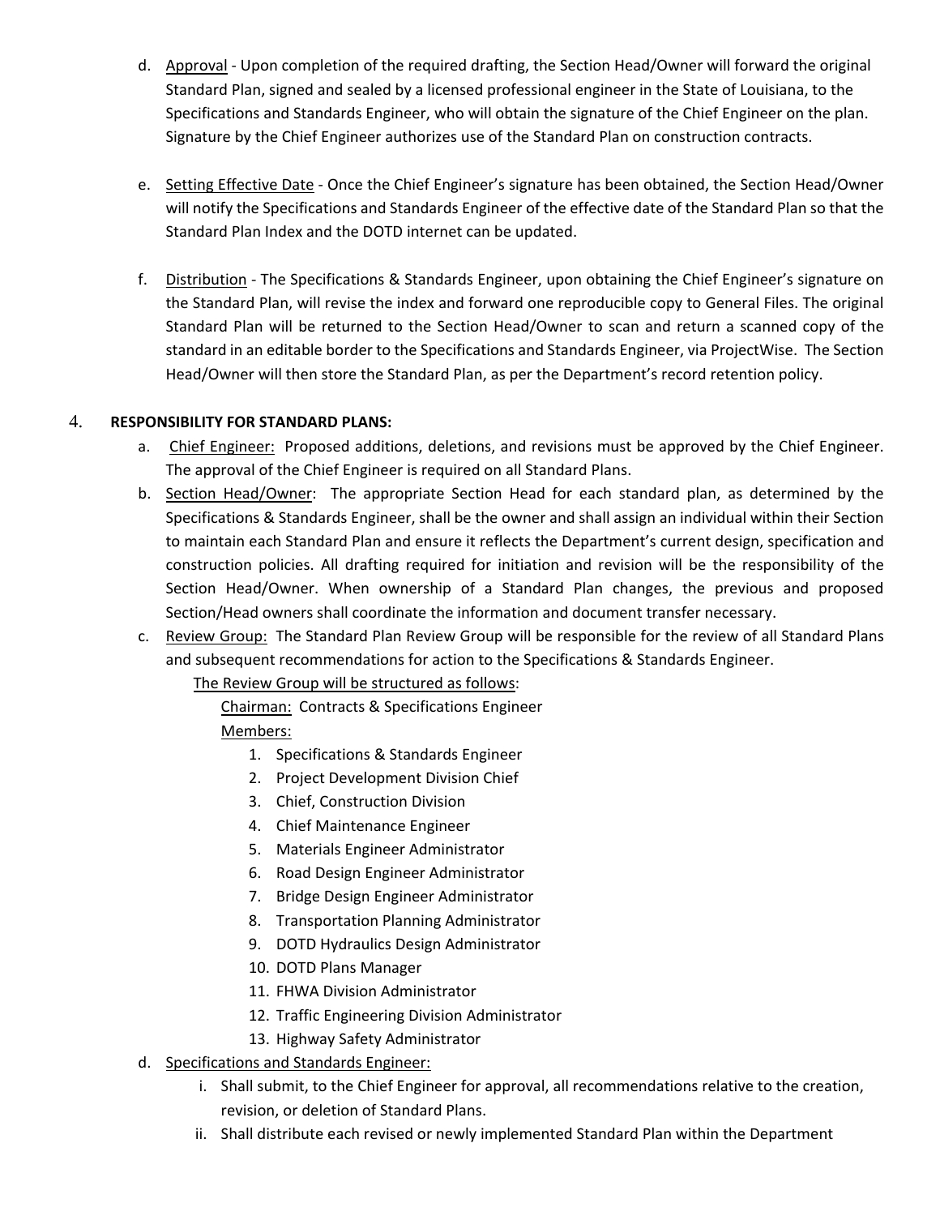d. Approval - Upon completion of the required drafting, the Section Head/Owner will forward the original Standard Plan, signed and sealed by a licensed professional engineer in the State of Louisiana, to the Specifications and Standards Engineer, who will obtain the signature of the Chief Engineer on the plan. Signature by the Chief Engineer authorizes use of the Standard Plan on construction contracts.

e. Setting Effective Date - Once the Chief Engineer's signature has been obtained, the Section Head/Owner will notify the Specifications and Standards Engineer of the effective date of the Standard Plan so that the Standard Plan Index and the DOTD internet can be updated.

f. Distribution - The Specifications & Standards Engineer, upon obtaining the Chief Engineer's signature on the Standard Plan, will revise the index and forward one reproducible copy to General Files. The original Standard Plan will be returned to the Section Head/Owner to scan and return a scanned copy of the standard in an editable border to the Specifications and Standards Engineer, via ProjectWise. The Section Head/Owner will then store the Standard Plan, as per the Department's record retention policy.

4. **RESPONSIBILITY FOR STANDARD PLANS:**

a. Chief Engineer: Proposed additions, deletions, and revisions must be approved by the Chief Engineer. The approval of the Chief Engineer is required on all Standard Plans.

b. Section Head/Owner: The appropriate Section Head for each standard plan, as determined by the Specifications & Standards Engineer, shall be the owner and shall assign an individual within their Section to maintain each Standard Plan and ensure it reflects the Department's current design, specification and construction policies. All drafting required for initiation and revision will be the responsibility of the Section Head/Owner. When ownership of a Standard Plan changes, the previous and proposed Section/Head owners shall coordinate the information and document transfer necessary.

c. Review Group: The Standard Plan Review Group will be responsible for the review of all Standard Plans and subsequent recommendations for action to the Specifications & Standards Engineer.

The Review Group will be structured as follows:

Chairman: Contracts & Specifications Engineer

Members:

1. Specifications & Standards Engineer
2. Project Development Division Chief
3. Chief, Construction Division
4. Chief Maintenance Engineer
5. Materials Engineer Administrator
6. Road Design Engineer Administrator
7. Bridge Design Engineer Administrator
8. Transportation Planning Administrator
9. DOTD Hydraulics Design Administrator
10. DOTD Plans Manager
11. FHWA Division Administrator
12. Traffic Engineering Division Administrator
13. Highway Safety Administrator

d. Specifications and Standards Engineer:

i. Shall submit, to the Chief Engineer for approval, all recommendations relative to the creation, revision, or deletion of Standard Plans.

ii. Shall distribute each revised or newly implemented Standard Plan within the Department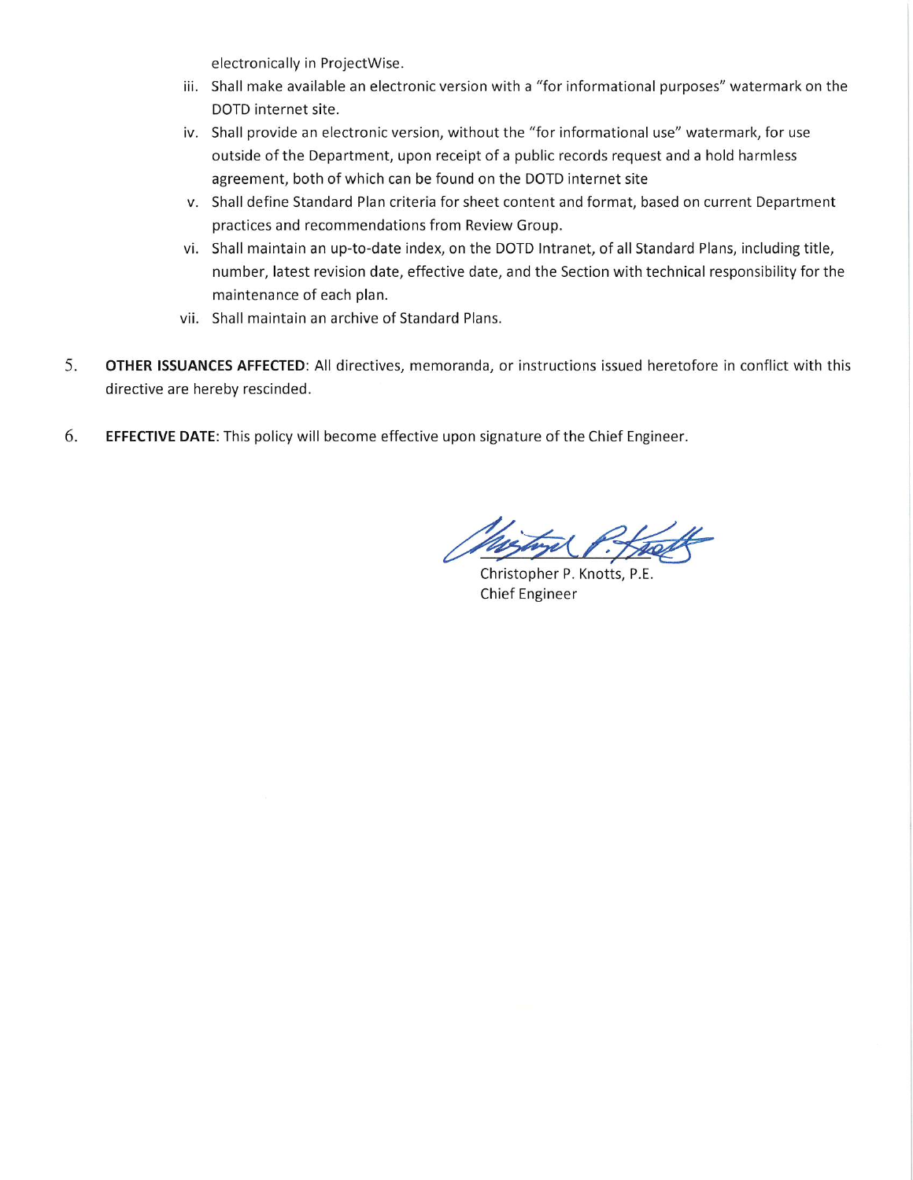electronically in ProjectWise.

iii. Shall make available an electronic version with a "for informational purposes" watermark on the DOTD internet site.

iv. Shall provide an electronic version, without the "for informational use" watermark, for use outside of the Department, upon receipt of a public records request and a hold harmless agreement, both of which can be found on the DOTD internet site

v. Shall define Standard Plan criteria for sheet content and format, based on current Department practices and recommendations from Review Group.

vi. Shall maintain an up-to-date index, on the DOTD Intranet, of all Standard Plans, including title, number, latest revision date, effective date, and the Section with technical responsibility for the maintenance of each plan.

vii. Shall maintain an archive of Standard Plans.

5. **OTHER ISSUANCES AFFECTED**: All directives, memoranda, or instructions issued heretofore in conflict with this directive are hereby rescinded.

6. **EFFECTIVE DATE**: This policy will become effective upon signature of the Chief Engineer.

Christopher P. Knotts, P.E.
Chief Engineer